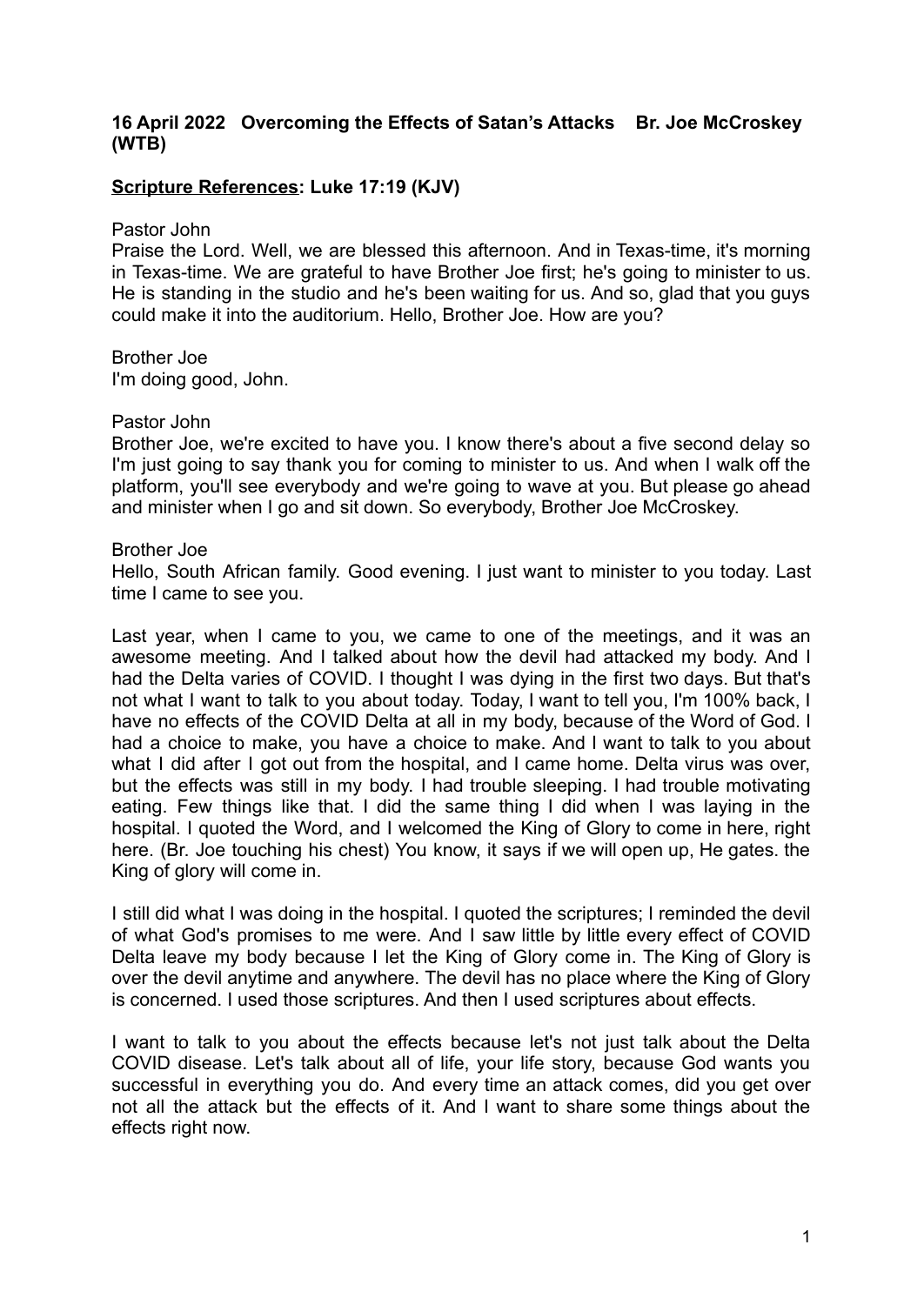**16 April 2022 Overcoming the Effects of Satan's Attacks Br. Joe McCroskey (WTB)**

**<u>Scripture References</u>: Luke 17:19 (KJV)**

Pastor John

Praise the Lord. Well, we are blessed this afternoon. And in Texas-time, it's morning in Texas-time. We are grateful to have Brother Joe first; he's going to minister to us. He is standing in the studio and he's been waiting for us. And so, glad that you guys could make it into the auditorium. Hello, Brother Joe. How are you?

Brother Joe

I'm doing good, John.

Pastor John

Brother Joe, we're excited to have you. I know there's about a five second delay so I'm just going to say thank you for coming to minister to us. And when I walk off the platform, you'll see everybody and we're going to wave at you. But please go ahead and minister when I go and sit down. So everybody, Brother Joe McCroskey.

Brother Joe

Hello, South African family. Good evening. I just want to minister to you today. Last time I came to see you.

Last year, when I came to you, we came to one of the meetings, and it was an awesome meeting. And I talked about how the devil had attacked my body. And I had the Delta varies of COVID. I thought I was dying in the first two days. But that's not what I want to talk to you about today. Today, I want to tell you, I'm 100% back, I have no effects of the COVID Delta at all in my body, because of the Word of God. I had a choice to make, you have a choice to make. And I want to talk to you about what I did after I got out from the hospital, and I came home. Delta virus was over, but the effects was still in my body. I had trouble sleeping. I had trouble motivating eating. Few things like that. I did the same thing I did when I was laying in the hospital. I quoted the Word, and I welcomed the King of Glory to come in here, right here. (Br. Joe touching his chest) You know, it says if we will open up, He gates. the King of glory will come in.

I still did what I was doing in the hospital. I quoted the scriptures; I reminded the devil of what God's promises to me were. And I saw little by little every effect of COVID Delta leave my body because I let the King of Glory come in. The King of Glory is over the devil anytime and anywhere. The devil has no place where the King of Glory is concerned. I used those scriptures. And then I used scriptures about effects.

I want to talk to you about the effects because let's not just talk about the Delta COVID disease. Let's talk about all of life, your life story, because God wants you successful in everything you do. And every time an attack comes, did you get over not all the attack but the effects of it. And I want to share some things about the effects right now.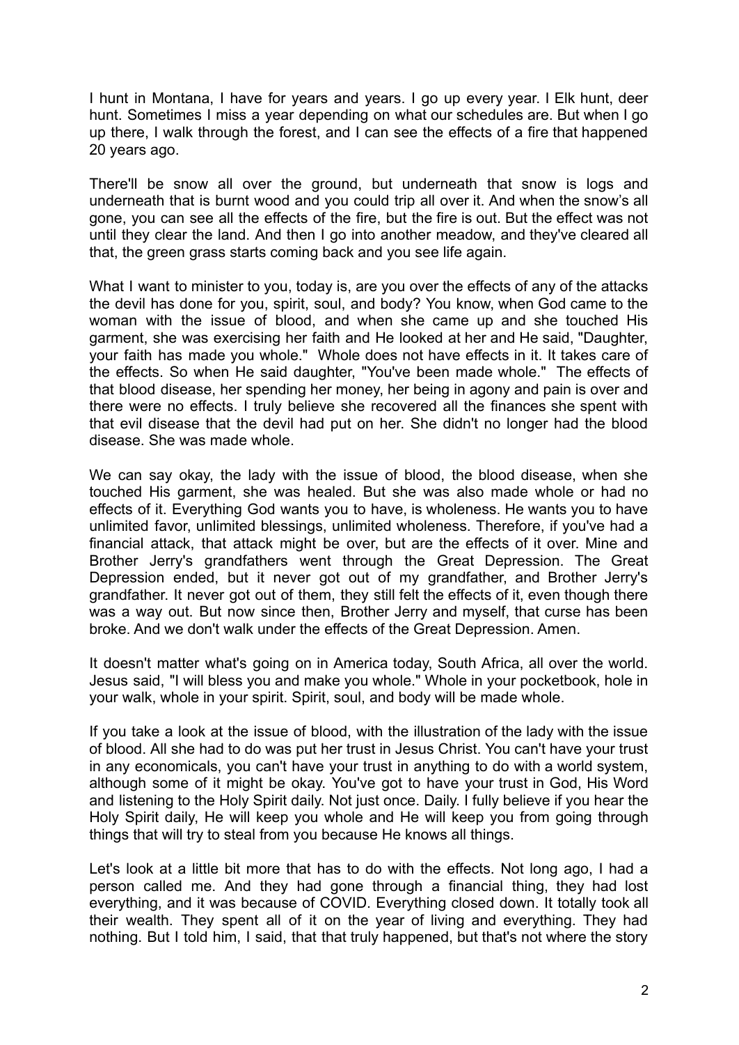I hunt in Montana, I have for years and years. I go up every year. I Elk hunt, deer hunt. Sometimes I miss a year depending on what our schedules are. But when I go up there, I walk through the forest, and I can see the effects of a fire that happened 20 years ago.

There'll be snow all over the ground, but underneath that snow is logs and underneath that is burnt wood and you could trip all over it. And when the snow's all gone, you can see all the effects of the fire, but the fire is out. But the effect was not until they clear the land. And then I go into another meadow, and they've cleared all that, the green grass starts coming back and you see life again.

What I want to minister to you, today is, are you over the effects of any of the attacks the devil has done for you, spirit, soul, and body? You know, when God came to the woman with the issue of blood, and when she came up and she touched His garment, she was exercising her faith and He looked at her and He said, "Daughter, your faith has made you whole." Whole does not have effects in it. It takes care of the effects. So when He said daughter, "You've been made whole." The effects of that blood disease, her spending her money, her being in agony and pain is over and there were no effects. I truly believe she recovered all the finances she spent with that evil disease that the devil had put on her. She didn't no longer had the blood disease. She was made whole.

We can say okay, the lady with the issue of blood, the blood disease, when she touched His garment, she was healed. But she was also made whole or had no effects of it. Everything God wants you to have, is wholeness. He wants you to have unlimited favor, unlimited blessings, unlimited wholeness. Therefore, if you've had a financial attack, that attack might be over, but are the effects of it over. Mine and Brother Jerry's grandfathers went through the Great Depression. The Great Depression ended, but it never got out of my grandfather, and Brother Jerry's grandfather. It never got out of them, they still felt the effects of it, even though there was a way out. But now since then, Brother Jerry and myself, that curse has been broke. And we don't walk under the effects of the Great Depression. Amen.

It doesn't matter what's going on in America today, South Africa, all over the world. Jesus said, "I will bless you and make you whole." Whole in your pocketbook, hole in your walk, whole in your spirit. Spirit, soul, and body will be made whole.

If you take a look at the issue of blood, with the illustration of the lady with the issue of blood. All she had to do was put her trust in Jesus Christ. You can't have your trust in any economicals, you can't have your trust in anything to do with a world system, although some of it might be okay. You've got to have your trust in God, His Word and listening to the Holy Spirit daily. Not just once. Daily. I fully believe if you hear the Holy Spirit daily, He will keep you whole and He will keep you from going through things that will try to steal from you because He knows all things.

Let's look at a little bit more that has to do with the effects. Not long ago, I had a person called me. And they had gone through a financial thing, they had lost everything, and it was because of COVID. Everything closed down. It totally took all their wealth. They spent all of it on the year of living and everything. They had nothing. But I told him, I said, that that truly happened, but that's not where the story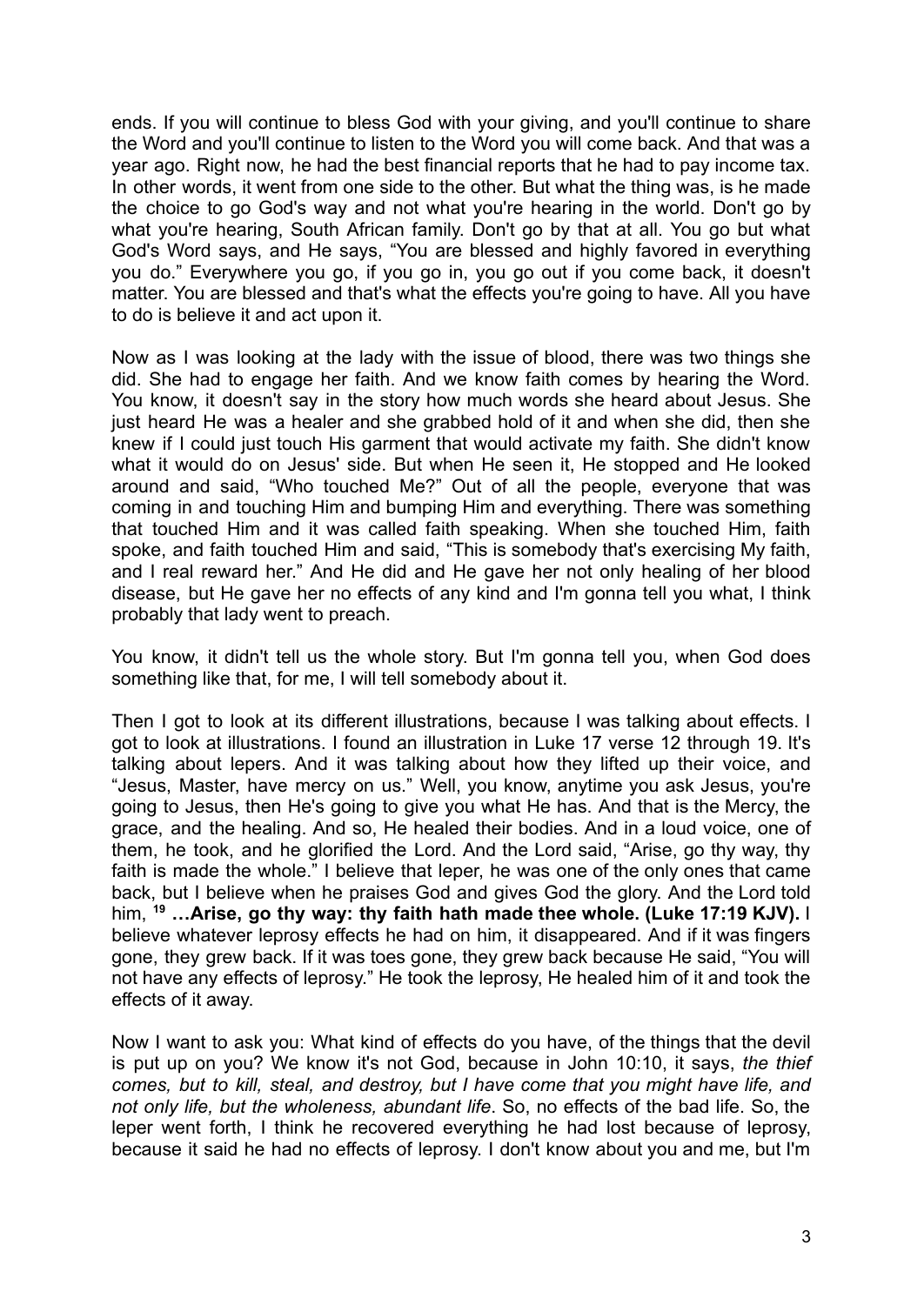ends. If you will continue to bless God with your giving, and you'll continue to share the Word and you'll continue to listen to the Word you will come back. And that was a year ago. Right now, he had the best financial reports that he had to pay income tax. In other words, it went from one side to the other. But what the thing was, is he made the choice to go God's way and not what you're hearing in the world. Don't go by what you're hearing, South African family. Don't go by that at all. You go but what God's Word says, and He says, "You are blessed and highly favored in everything you do." Everywhere you go, if you go in, you go out if you come back, it doesn't matter. You are blessed and that's what the effects you're going to have. All you have to do is believe it and act upon it.

Now as I was looking at the lady with the issue of blood, there was two things she did. She had to engage her faith. And we know faith comes by hearing the Word. You know, it doesn't say in the story how much words she heard about Jesus. She just heard He was a healer and she grabbed hold of it and when she did, then she knew if I could just touch His garment that would activate my faith. She didn't know what it would do on Jesus' side. But when He seen it, He stopped and He looked around and said, "Who touched Me?" Out of all the people, everyone that was coming in and touching Him and bumping Him and everything. There was something that touched Him and it was called faith speaking. When she touched Him, faith spoke, and faith touched Him and said, "This is somebody that's exercising My faith, and I real reward her." And He did and He gave her not only healing of her blood disease, but He gave her no effects of any kind and I'm gonna tell you what, I think probably that lady went to preach.

You know, it didn't tell us the whole story. But I'm gonna tell you, when God does something like that, for me, I will tell somebody about it.

Then I got to look at its different illustrations, because I was talking about effects. I got to look at illustrations. I found an illustration in Luke 17 verse 12 through 19. It's talking about lepers. And it was talking about how they lifted up their voice, and "Jesus, Master, have mercy on us." Well, you know, anytime you ask Jesus, you're going to Jesus, then He's going to give you what He has. And that is the Mercy, the grace, and the healing. And so, He healed their bodies. And in a loud voice, one of them, he took, and he glorified the Lord. And the Lord said, "Arise, go thy way, thy faith is made the whole." I believe that leper, he was one of the only ones that came back, but I believe when he praises God and gives God the glory. And the Lord told him, **19 …Arise, go thy way: thy faith hath made thee whole. (Luke 17:19 KJV).** I believe whatever leprosy effects he had on him, it disappeared. And if it was fingers gone, they grew back. If it was toes gone, they grew back because He said, "You will not have any effects of leprosy." He took the leprosy, He healed him of it and took the effects of it away.

Now I want to ask you: What kind of effects do you have, of the things that the devil is put up on you? We know it's not God, because in John 10:10, it says, *the thief comes, but to kill, steal, and destroy, but I have come that you might have life, and not only life, but the wholeness, abundant life*. So, no effects of the bad life. So, the leper went forth, I think he recovered everything he had lost because of leprosy, because it said he had no effects of leprosy. I don't know about you and me, but I'm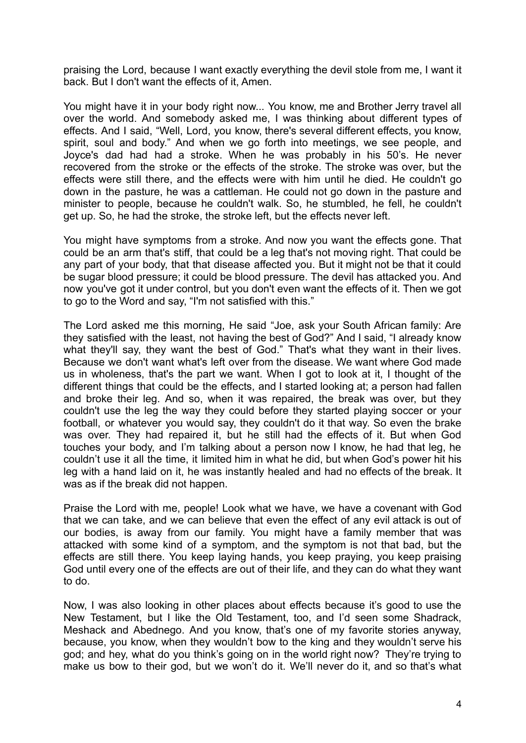praising the Lord, because I want exactly everything the devil stole from me, I want it back. But I don't want the effects of it, Amen.

You might have it in your body right now... You know, me and Brother Jerry travel all over the world. And somebody asked me, I was thinking about different types of effects. And I said, "Well, Lord, you know, there's several different effects, you know, spirit, soul and body." And when we go forth into meetings, we see people, and Joyce's dad had had a stroke. When he was probably in his 50's. He never recovered from the stroke or the effects of the stroke. The stroke was over, but the effects were still there, and the effects were with him until he died. He couldn't go down in the pasture, he was a cattleman. He could not go down in the pasture and minister to people, because he couldn't walk. So, he stumbled, he fell, he couldn't get up. So, he had the stroke, the stroke left, but the effects never left.

You might have symptoms from a stroke. And now you want the effects gone. That could be an arm that's stiff, that could be a leg that's not moving right. That could be any part of your body, that that disease affected you. But it might not be that it could be sugar blood pressure; it could be blood pressure. The devil has attacked you. And now you've got it under control, but you don't even want the effects of it. Then we got to go to the Word and say, "I'm not satisfied with this."

The Lord asked me this morning, He said "Joe, ask your South African family: Are they satisfied with the least, not having the best of God?" And I said, "I already know what they'll say, they want the best of God." That's what they want in their lives. Because we don't want what's left over from the disease. We want where God made us in wholeness, that's the part we want. When I got to look at it, I thought of the different things that could be the effects, and I started looking at; a person had fallen and broke their leg. And so, when it was repaired, the break was over, but they couldn't use the leg the way they could before they started playing soccer or your football, or whatever you would say, they couldn't do it that way. So even the brake was over. They had repaired it, but he still had the effects of it. But when God touches your body, and I'm talking about a person now I know, he had that leg, he couldn't use it all the time, it limited him in what he did, but when God's power hit his leg with a hand laid on it, he was instantly healed and had no effects of the break. It was as if the break did not happen.

Praise the Lord with me, people! Look what we have, we have a covenant with God that we can take, and we can believe that even the effect of any evil attack is out of our bodies, is away from our family. You might have a family member that was attacked with some kind of a symptom, and the symptom is not that bad, but the effects are still there. You keep laying hands, you keep praying, you keep praising God until every one of the effects are out of their life, and they can do what they want to do.

Now, I was also looking in other places about effects because it's good to use the New Testament, but I like the Old Testament, too, and I'd seen some Shadrack, Meshack and Abednego. And you know, that's one of my favorite stories anyway, because, you know, when they wouldn't bow to the king and they wouldn't serve his god; and hey, what do you think's going on in the world right now? They're trying to make us bow to their god, but we won't do it. We'll never do it, and so that's what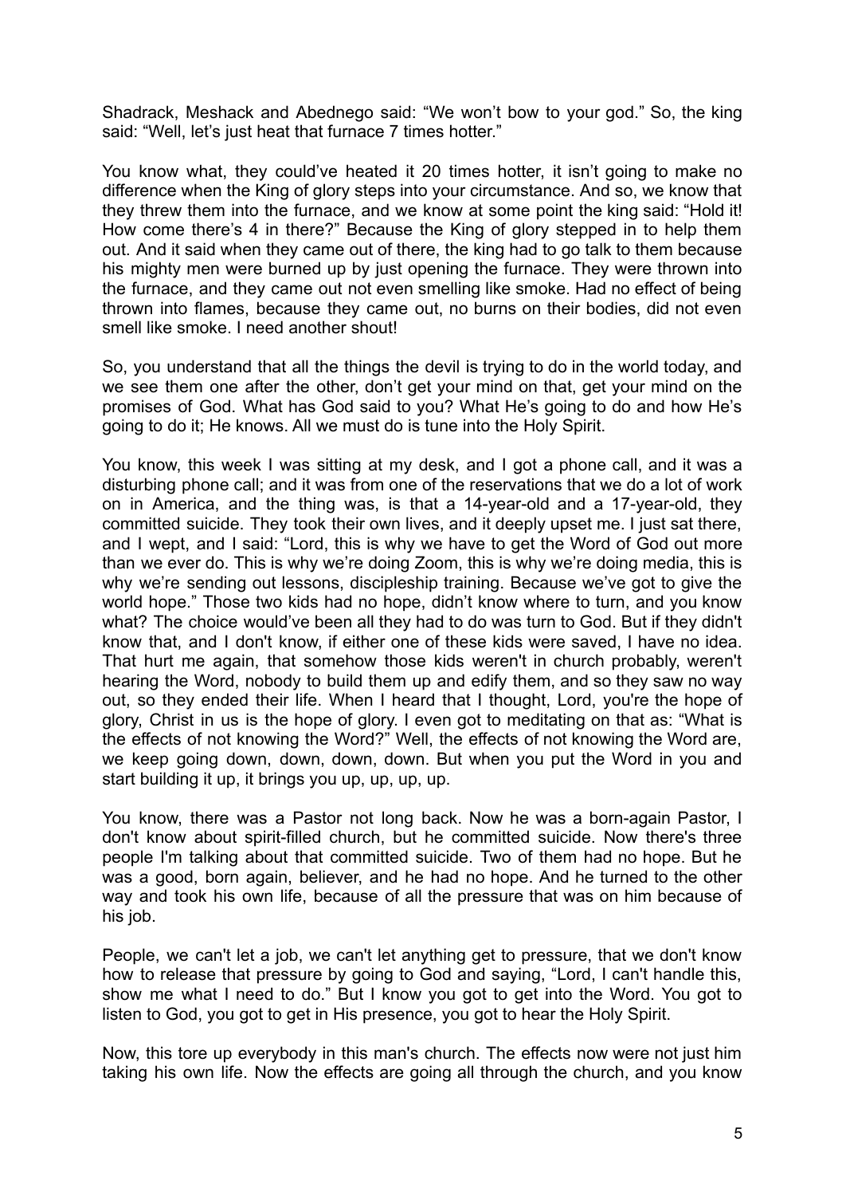Shadrack, Meshack and Abednego said: "We won't bow to your god." So, the king said: "Well, let's just heat that furnace 7 times hotter."

You know what, they could've heated it 20 times hotter, it isn't going to make no difference when the King of glory steps into your circumstance. And so, we know that they threw them into the furnace, and we know at some point the king said: "Hold it! How come there's 4 in there?" Because the King of glory stepped in to help them out. And it said when they came out of there, the king had to go talk to them because his mighty men were burned up by just opening the furnace. They were thrown into the furnace, and they came out not even smelling like smoke. Had no effect of being thrown into flames, because they came out, no burns on their bodies, did not even smell like smoke. I need another shout!

So, you understand that all the things the devil is trying to do in the world today, and we see them one after the other, don't get your mind on that, get your mind on the promises of God. What has God said to you? What He's going to do and how He's going to do it; He knows. All we must do is tune into the Holy Spirit.

You know, this week I was sitting at my desk, and I got a phone call, and it was a disturbing phone call; and it was from one of the reservations that we do a lot of work on in America, and the thing was, is that a 14-year-old and a 17-year-old, they committed suicide. They took their own lives, and it deeply upset me. I just sat there, and I wept, and I said: "Lord, this is why we have to get the Word of God out more than we ever do. This is why we're doing Zoom, this is why we're doing media, this is why we're sending out lessons, discipleship training. Because we've got to give the world hope." Those two kids had no hope, didn't know where to turn, and you know what? The choice would've been all they had to do was turn to God. But if they didn't know that, and I don't know, if either one of these kids were saved, I have no idea. That hurt me again, that somehow those kids weren't in church probably, weren't hearing the Word, nobody to build them up and edify them, and so they saw no way out, so they ended their life. When I heard that I thought, Lord, you're the hope of glory, Christ in us is the hope of glory. I even got to meditating on that as: "What is the effects of not knowing the Word?" Well, the effects of not knowing the Word are, we keep going down, down, down, down. But when you put the Word in you and start building it up, it brings you up, up, up, up.

You know, there was a Pastor not long back. Now he was a born-again Pastor, I don't know about spirit-filled church, but he committed suicide. Now there's three people I'm talking about that committed suicide. Two of them had no hope. But he was a good, born again, believer, and he had no hope. And he turned to the other way and took his own life, because of all the pressure that was on him because of his job.

People, we can't let a job, we can't let anything get to pressure, that we don't know how to release that pressure by going to God and saying, "Lord, I can't handle this, show me what I need to do." But I know you got to get into the Word. You got to listen to God, you got to get in His presence, you got to hear the Holy Spirit.

Now, this tore up everybody in this man's church. The effects now were not just him taking his own life. Now the effects are going all through the church, and you know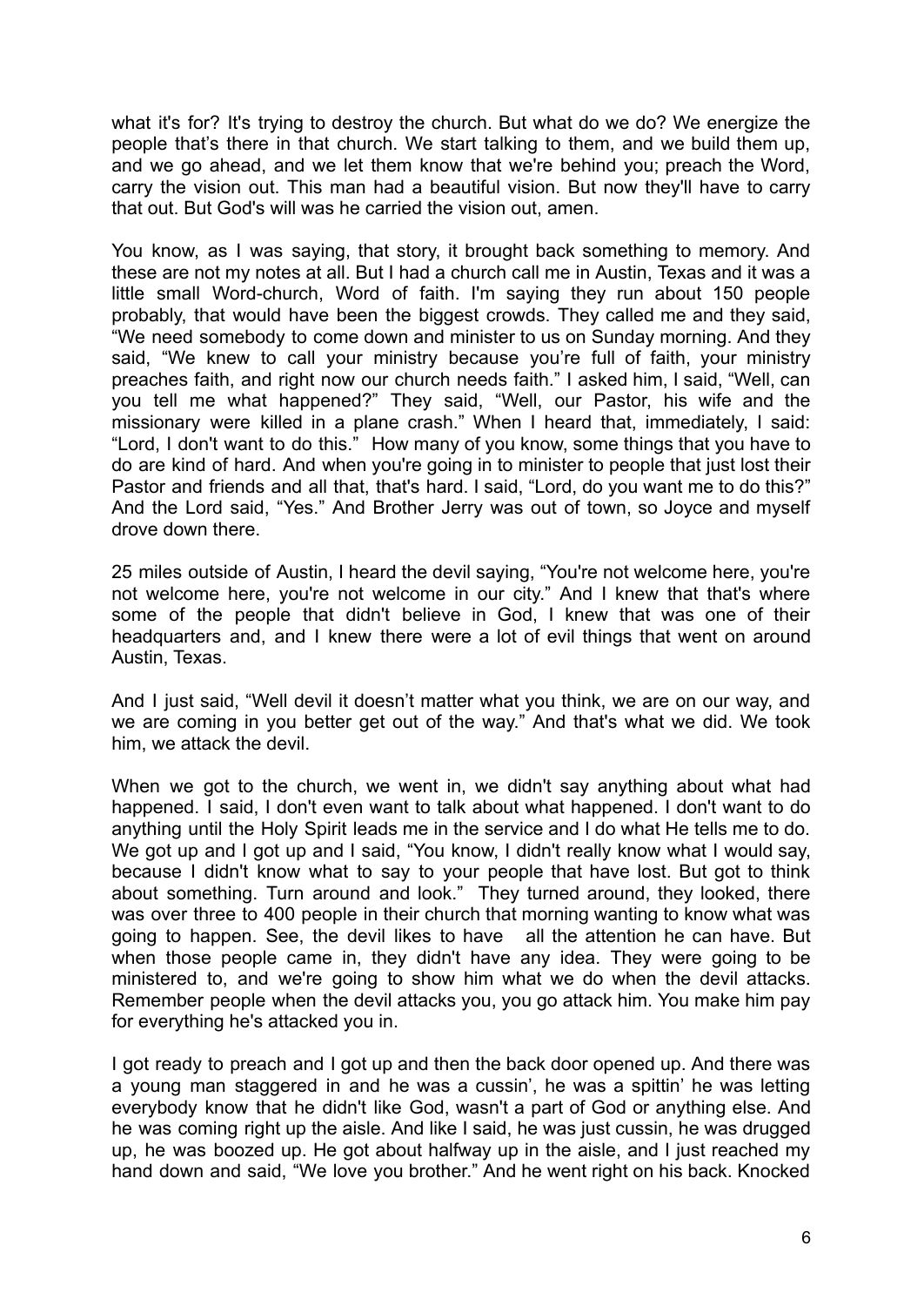what it's for? It's trying to destroy the church. But what do we do? We energize the people that's there in that church. We start talking to them, and we build them up, and we go ahead, and we let them know that we're behind you; preach the Word, carry the vision out. This man had a beautiful vision. But now they'll have to carry that out. But God's will was he carried the vision out, amen.

You know, as I was saying, that story, it brought back something to memory. And these are not my notes at all. But I had a church call me in Austin, Texas and it was a little small Word-church, Word of faith. I'm saying they run about 150 people probably, that would have been the biggest crowds. They called me and they said, "We need somebody to come down and minister to us on Sunday morning. And they said, "We knew to call your ministry because you're full of faith, your ministry preaches faith, and right now our church needs faith." I asked him, I said, "Well, can you tell me what happened?" They said, "Well, our Pastor, his wife and the missionary were killed in a plane crash." When I heard that, immediately, I said: "Lord, I don't want to do this." How many of you know, some things that you have to do are kind of hard. And when you're going in to minister to people that just lost their Pastor and friends and all that, that's hard. I said, "Lord, do you want me to do this?" And the Lord said, "Yes." And Brother Jerry was out of town, so Joyce and myself drove down there.

25 miles outside of Austin, I heard the devil saying, "You're not welcome here, you're not welcome here, you're not welcome in our city." And I knew that that's where some of the people that didn't believe in God, I knew that was one of their headquarters and, and I knew there were a lot of evil things that went on around Austin, Texas.

And I just said, "Well devil it doesn't matter what you think, we are on our way, and we are coming in you better get out of the way." And that's what we did. We took him, we attack the devil.

When we got to the church, we went in, we didn't say anything about what had happened. I said, I don't even want to talk about what happened. I don't want to do anything until the Holy Spirit leads me in the service and I do what He tells me to do. We got up and I got up and I said, "You know, I didn't really know what I would say, because I didn't know what to say to your people that have lost. But got to think about something. Turn around and look." They turned around, they looked, there was over three to 400 people in their church that morning wanting to know what was going to happen. See, the devil likes to have all the attention he can have. But when those people came in, they didn't have any idea. They were going to be ministered to, and we're going to show him what we do when the devil attacks. Remember people when the devil attacks you, you go attack him. You make him pay for everything he's attacked you in.

I got ready to preach and I got up and then the back door opened up. And there was a young man staggered in and he was a cussin', he was a spittin' he was letting everybody know that he didn't like God, wasn't a part of God or anything else. And he was coming right up the aisle. And like I said, he was just cussin, he was drugged up, he was boozed up. He got about halfway up in the aisle, and I just reached my hand down and said, "We love you brother." And he went right on his back. Knocked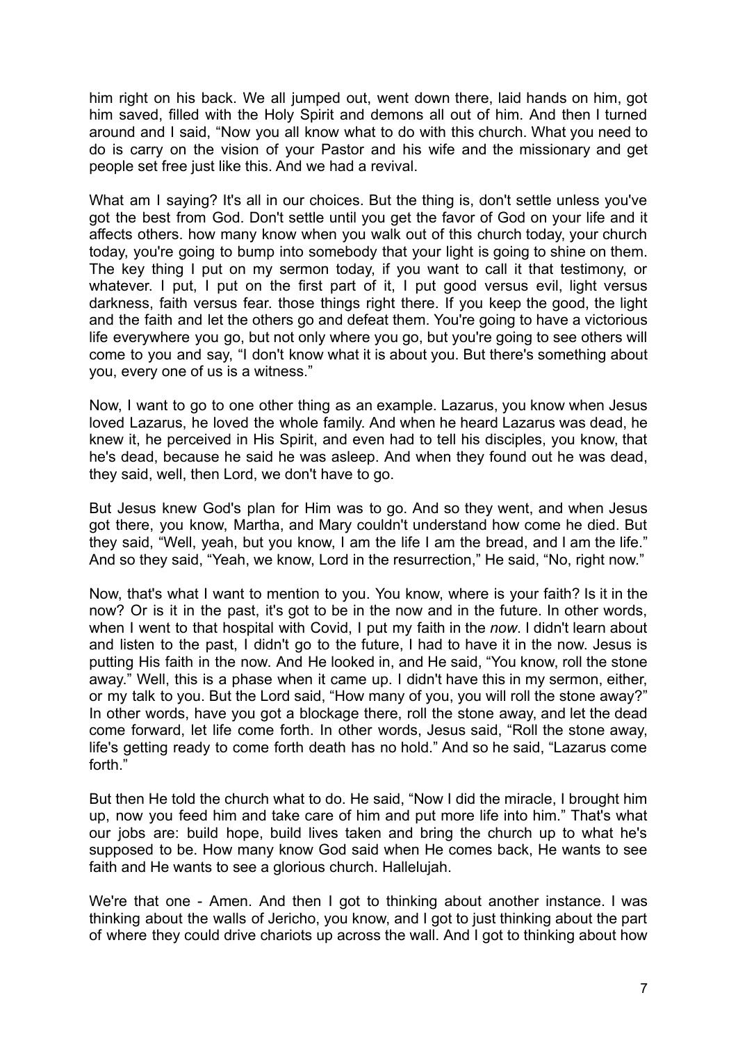him right on his back. We all jumped out, went down there, laid hands on him, got him saved, filled with the Holy Spirit and demons all out of him. And then I turned around and I said, "Now you all know what to do with this church. What you need to do is carry on the vision of your Pastor and his wife and the missionary and get people set free just like this. And we had a revival.

What am I saying? It's all in our choices. But the thing is, don't settle unless you've got the best from God. Don't settle until you get the favor of God on your life and it affects others. how many know when you walk out of this church today, your church today, you're going to bump into somebody that your light is going to shine on them. The key thing I put on my sermon today, if you want to call it that testimony, or whatever. I put, I put on the first part of it, I put good versus evil, light versus darkness, faith versus fear. those things right there. If you keep the good, the light and the faith and let the others go and defeat them. You're going to have a victorious life everywhere you go, but not only where you go, but you're going to see others will come to you and say, "I don't know what it is about you. But there's something about you, every one of us is a witness."

Now, I want to go to one other thing as an example. Lazarus, you know when Jesus loved Lazarus, he loved the whole family. And when he heard Lazarus was dead, he knew it, he perceived in His Spirit, and even had to tell his disciples, you know, that he's dead, because he said he was asleep. And when they found out he was dead, they said, well, then Lord, we don't have to go.

But Jesus knew God's plan for Him was to go. And so they went, and when Jesus got there, you know, Martha, and Mary couldn't understand how come he died. But they said, "Well, yeah, but you know, I am the life I am the bread, and I am the life." And so they said, "Yeah, we know, Lord in the resurrection," He said, "No, right now."

Now, that's what I want to mention to you. You know, where is your faith? Is it in the now? Or is it in the past, it's got to be in the now and in the future. In other words, when I went to that hospital with Covid, I put my faith in the *now*. I didn't learn about and listen to the past, I didn't go to the future, I had to have it in the now. Jesus is putting His faith in the now. And He looked in, and He said, "You know, roll the stone away." Well, this is a phase when it came up. I didn't have this in my sermon, either, or my talk to you. But the Lord said, "How many of you, you will roll the stone away?" In other words, have you got a blockage there, roll the stone away, and let the dead come forward, let life come forth. In other words, Jesus said, "Roll the stone away, life's getting ready to come forth death has no hold." And so he said, "Lazarus come forth."

But then He told the church what to do. He said, "Now I did the miracle, I brought him up, now you feed him and take care of him and put more life into him." That's what our jobs are: build hope, build lives taken and bring the church up to what he's supposed to be. How many know God said when He comes back, He wants to see faith and He wants to see a glorious church. Hallelujah.

We're that one - Amen. And then I got to thinking about another instance. I was thinking about the walls of Jericho, you know, and I got to just thinking about the part of where they could drive chariots up across the wall. And I got to thinking about how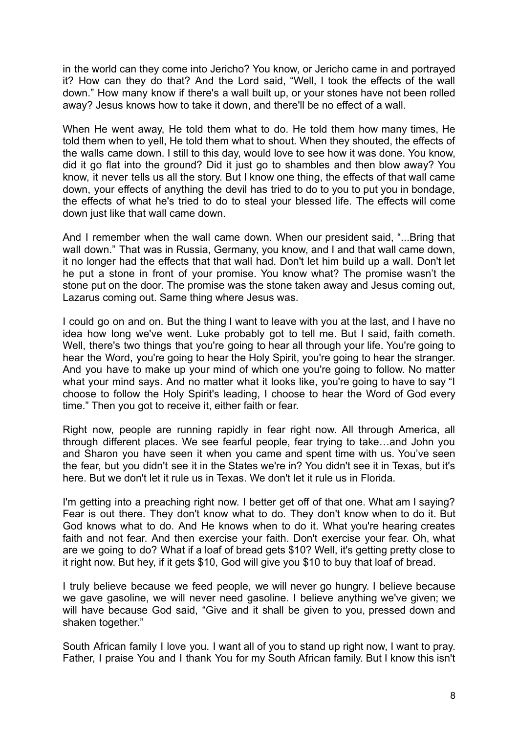in the world can they come into Jericho? You know, or Jericho came in and portrayed it? How can they do that? And the Lord said, "Well, I took the effects of the wall down." How many know if there's a wall built up, or your stones have not been rolled away? Jesus knows how to take it down, and there'll be no effect of a wall.

When He went away, He told them what to do. He told them how many times, He told them when to yell, He told them what to shout. When they shouted, the effects of the walls came down. I still to this day, would love to see how it was done. You know, did it go flat into the ground? Did it just go to shambles and then blow away? You know, it never tells us all the story. But I know one thing, the effects of that wall came down, your effects of anything the devil has tried to do to you to put you in bondage, the effects of what he's tried to do to steal your blessed life. The effects will come down just like that wall came down.

And I remember when the wall came down. When our president said, "...Bring that wall down." That was in Russia, Germany, you know, and I and that wall came down, it no longer had the effects that that wall had. Don't let him build up a wall. Don't let he put a stone in front of your promise. You know what? The promise wasn't the stone put on the door. The promise was the stone taken away and Jesus coming out, Lazarus coming out. Same thing where Jesus was.

I could go on and on. But the thing I want to leave with you at the last, and I have no idea how long we've went. Luke probably got to tell me. But I said, faith cometh. Well, there's two things that you're going to hear all through your life. You're going to hear the Word, you're going to hear the Holy Spirit, you're going to hear the stranger. And you have to make up your mind of which one you're going to follow. No matter what your mind says. And no matter what it looks like, you're going to have to say "I choose to follow the Holy Spirit's leading, I choose to hear the Word of God every time." Then you got to receive it, either faith or fear.

Right now, people are running rapidly in fear right now. All through America, all through different places. We see fearful people, fear trying to take…and John you and Sharon you have seen it when you came and spent time with us. You've seen the fear, but you didn't see it in the States we're in? You didn't see it in Texas, but it's here. But we don't let it rule us in Texas. We don't let it rule us in Florida.

I'm getting into a preaching right now. I better get off of that one. What am I saying? Fear is out there. They don't know what to do. They don't know when to do it. But God knows what to do. And He knows when to do it. What you're hearing creates faith and not fear. And then exercise your faith. Don't exercise your fear. Oh, what are we going to do? What if a loaf of bread gets $10? Well, it's getting pretty close to it right now. But hey, if it gets $10, God will give you $10 to buy that loaf of bread.

I truly believe because we feed people, we will never go hungry. I believe because we gave gasoline, we will never need gasoline. I believe anything we've given; we will have because God said, "Give and it shall be given to you, pressed down and shaken together."

South African family I love you. I want all of you to stand up right now, I want to pray. Father, I praise You and I thank You for my South African family. But I know this isn't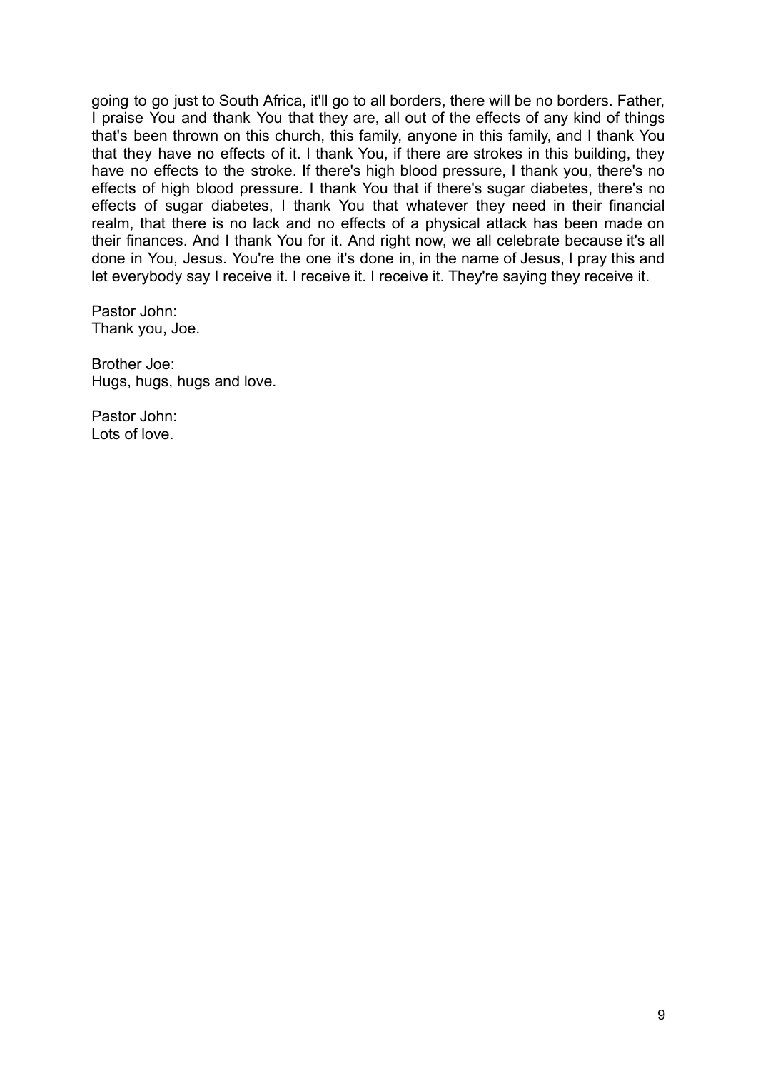going to go just to South Africa, it'll go to all borders, there will be no borders. Father, I praise You and thank You that they are, all out of the effects of any kind of things that's been thrown on this church, this family, anyone in this family, and I thank You that they have no effects of it. I thank You, if there are strokes in this building, they have no effects to the stroke. If there's high blood pressure, I thank you, there's no effects of high blood pressure. I thank You that if there's sugar diabetes, there's no effects of sugar diabetes, I thank You that whatever they need in their financial realm, that there is no lack and no effects of a physical attack has been made on their finances. And I thank You for it. And right now, we all celebrate because it's all done in You, Jesus. You're the one it's done in, in the name of Jesus, I pray this and let everybody say I receive it. I receive it. I receive it. They're saying they receive it.

Pastor John:
Thank you, Joe.

Brother Joe:
Hugs, hugs, hugs and love.

Pastor John:
Lots of love.